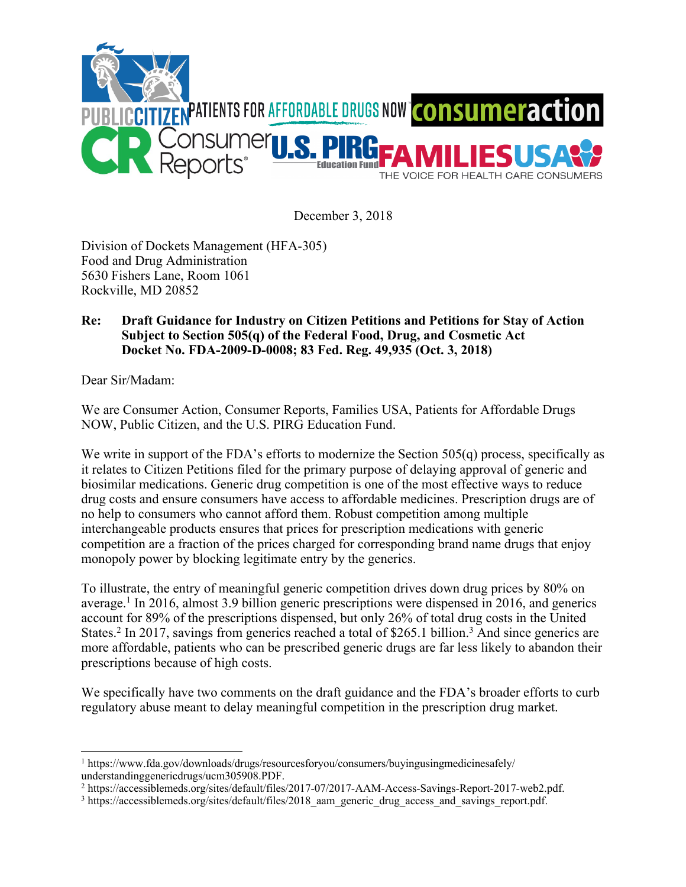December 3, 2018

Division of Dockets Management (HFA-305)
Food and Drug Administration
5630 Fishers Lane, Room 1061
Rockville, MD 20852

**Re: Draft Guidance for Industry on Citizen Petitions and Petitions for Stay of Action Subject to Section 505(q) of the Federal Food, Drug, and Cosmetic Act Docket No. FDA-2009-D-0008; 83 Fed. Reg. 49,935 (Oct. 3, 2018)**

Dear Sir/Madam:

We are Consumer Action, Consumer Reports, Families USA, Patients for Affordable Drugs NOW, Public Citizen, and the U.S. PIRG Education Fund.

We write in support of the FDA's efforts to modernize the Section 505(q) process, specifically as it relates to Citizen Petitions filed for the primary purpose of delaying approval of generic and biosimilar medications. Generic drug competition is one of the most effective ways to reduce drug costs and ensure consumers have access to affordable medicines. Prescription drugs are of no help to consumers who cannot afford them. Robust competition among multiple interchangeable products ensures that prices for prescription medications with generic competition are a fraction of the prices charged for corresponding brand name drugs that enjoy monopoly power by blocking legitimate entry by the generics.

To illustrate, the entry of meaningful generic competition drives down drug prices by 80% on average.[1] In 2016, almost 3.9 billion generic prescriptions were dispensed in 2016, and generics account for 89% of the prescriptions dispensed, but only 26% of total drug costs in the United States.[2] In 2017, savings from generics reached a total of $265.1 billion.[3] And since generics are more affordable, patients who can be prescribed generic drugs are far less likely to abandon their prescriptions because of high costs.

We specifically have two comments on the draft guidance and the FDA's broader efforts to curb regulatory abuse meant to delay meaningful competition in the prescription drug market.

---

[1] https://www.fda.gov/downloads/drugs/resourcesforyou/consumers/buyingusingmedicinesafely/understandinggenericdrugs/ucm305908.PDF.

[2] https://accessiblemeds.org/sites/default/files/2017-07/2017-AAM-Access-Savings-Report-2017-web2.pdf.

[3] https://accessiblemeds.org/sites/default/files/2018_aam_generic_drug_access_and_savings_report.pdf.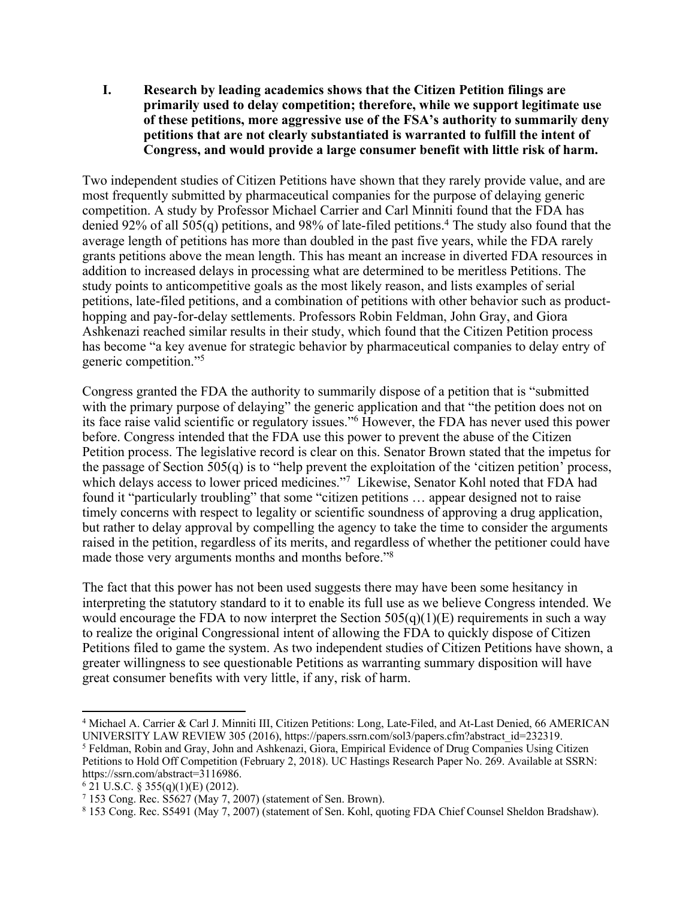## I. Research by leading academics shows that the Citizen Petition filings are primarily used to delay competition; therefore, while we support legitimate use of these petitions, more aggressive use of the FSA's authority to summarily deny petitions that are not clearly substantiated is warranted to fulfill the intent of Congress, and would provide a large consumer benefit with little risk of harm.

Two independent studies of Citizen Petitions have shown that they rarely provide value, and are most frequently submitted by pharmaceutical companies for the purpose of delaying generic competition. A study by Professor Michael Carrier and Carl Minniti found that the FDA has denied 92% of all 505(q) petitions, and 98% of late-filed petitions.[4] The study also found that the average length of petitions has more than doubled in the past five years, while the FDA rarely grants petitions above the mean length. This has meant an increase in diverted FDA resources in addition to increased delays in processing what are determined to be meritless Petitions. The study points to anticompetitive goals as the most likely reason, and lists examples of serial petitions, late-filed petitions, and a combination of petitions with other behavior such as product-hopping and pay-for-delay settlements. Professors Robin Feldman, John Gray, and Giora Ashkenazi reached similar results in their study, which found that the Citizen Petition process has become "a key avenue for strategic behavior by pharmaceutical companies to delay entry of generic competition."[5]

Congress granted the FDA the authority to summarily dispose of a petition that is "submitted with the primary purpose of delaying" the generic application and that "the petition does not on its face raise valid scientific or regulatory issues."[6] However, the FDA has never used this power before. Congress intended that the FDA use this power to prevent the abuse of the Citizen Petition process. The legislative record is clear on this. Senator Brown stated that the impetus for the passage of Section 505(q) is to "help prevent the exploitation of the 'citizen petition' process, which delays access to lower priced medicines."[7] Likewise, Senator Kohl noted that FDA had found it "particularly troubling" that some "citizen petitions … appear designed not to raise timely concerns with respect to legality or scientific soundness of approving a drug application, but rather to delay approval by compelling the agency to take the time to consider the arguments raised in the petition, regardless of its merits, and regardless of whether the petitioner could have made those very arguments months and months before."[8]

The fact that this power has not been used suggests there may have been some hesitancy in interpreting the statutory standard to it to enable its full use as we believe Congress intended. We would encourage the FDA to now interpret the Section 505(q)(1)(E) requirements in such a way to realize the original Congressional intent of allowing the FDA to quickly dispose of Citizen Petitions filed to game the system. As two independent studies of Citizen Petitions have shown, a greater willingness to see questionable Petitions as warranting summary disposition will have great consumer benefits with very little, if any, risk of harm.

---

[4] Michael A. Carrier & Carl J. Minniti III, Citizen Petitions: Long, Late-Filed, and At-Last Denied, 66 AMERICAN UNIVERSITY LAW REVIEW 305 (2016), https://papers.ssrn.com/sol3/papers.cfm?abstract_id=232319.

[5] Feldman, Robin and Gray, John and Ashkenazi, Giora, Empirical Evidence of Drug Companies Using Citizen Petitions to Hold Off Competition (February 2, 2018). UC Hastings Research Paper No. 269. Available at SSRN: https://ssrn.com/abstract=3116986.

[6] 21 U.S.C. § 355(q)(1)(E) (2012).

[7] 153 Cong. Rec. S5627 (May 7, 2007) (statement of Sen. Brown).

[8] 153 Cong. Rec. S5491 (May 7, 2007) (statement of Sen. Kohl, quoting FDA Chief Counsel Sheldon Bradshaw).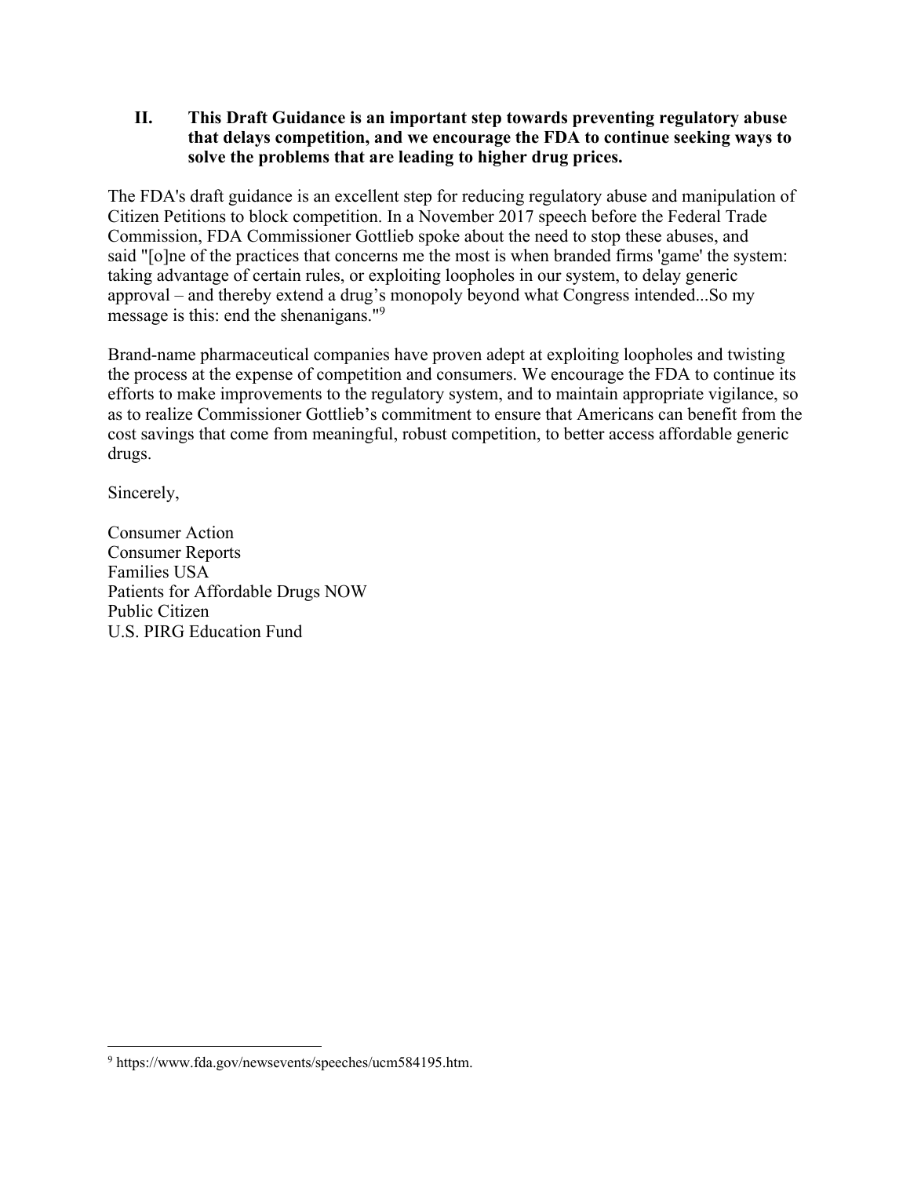## II. This Draft Guidance is an important step towards preventing regulatory abuse that delays competition, and we encourage the FDA to continue seeking ways to solve the problems that are leading to higher drug prices.

The FDA's draft guidance is an excellent step for reducing regulatory abuse and manipulation of Citizen Petitions to block competition. In a November 2017 speech before the Federal Trade Commission, FDA Commissioner Gottlieb spoke about the need to stop these abuses, and said "[o]ne of the practices that concerns me the most is when branded firms 'game' the system: taking advantage of certain rules, or exploiting loopholes in our system, to delay generic approval – and thereby extend a drug's monopoly beyond what Congress intended...So my message is this: end the shenanigans."[9]

Brand-name pharmaceutical companies have proven adept at exploiting loopholes and twisting the process at the expense of competition and consumers. We encourage the FDA to continue its efforts to make improvements to the regulatory system, and to maintain appropriate vigilance, so as to realize Commissioner Gottlieb's commitment to ensure that Americans can benefit from the cost savings that come from meaningful, robust competition, to better access affordable generic drugs.

Sincerely,

Consumer Action
Consumer Reports
Families USA
Patients for Affordable Drugs NOW
Public Citizen
U.S. PIRG Education Fund

---

[9] https://www.fda.gov/newsevents/speeches/ucm584195.htm.